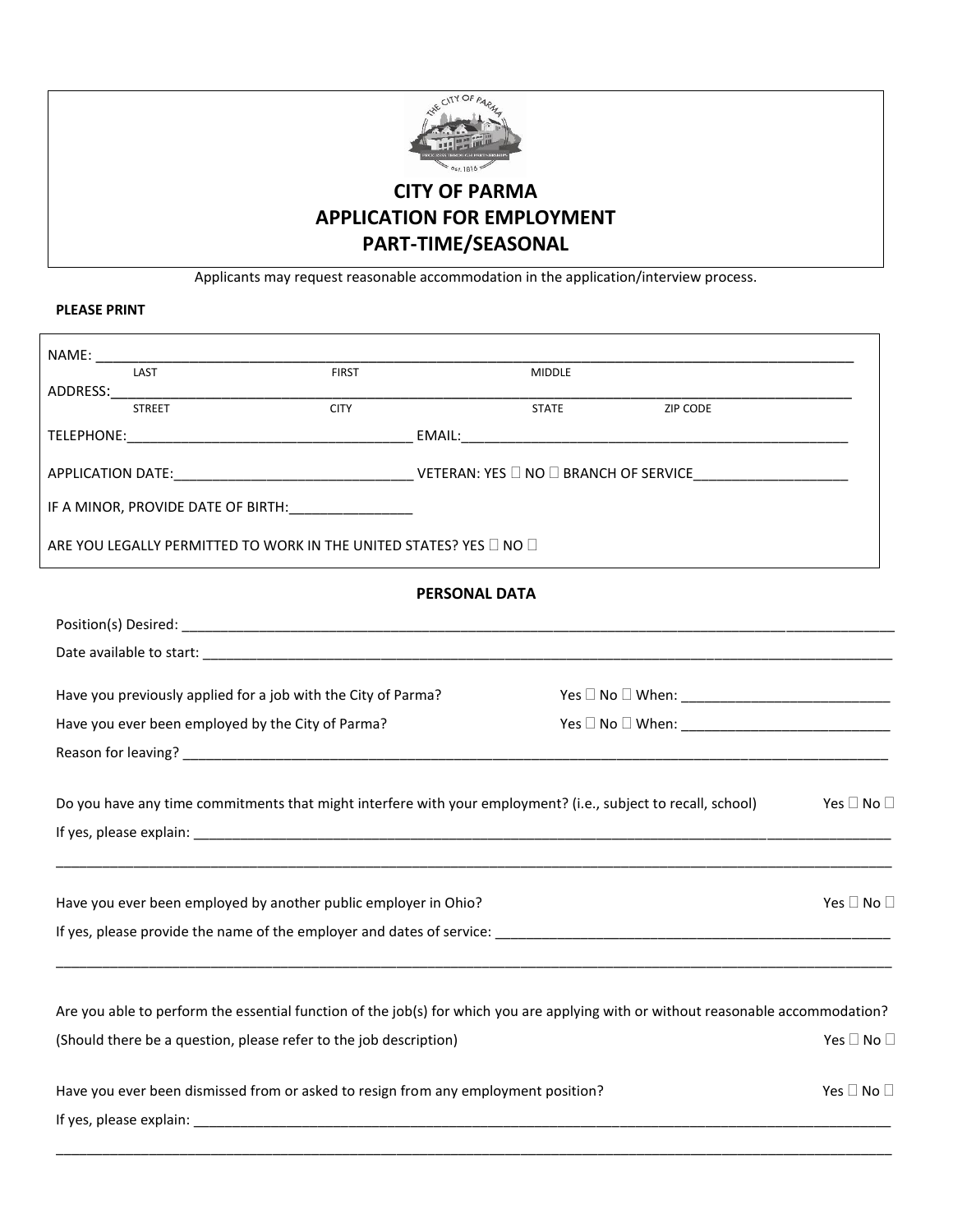# CITY OF PARMA
# APPLICATION FOR EMPLOYMENT
# PART-TIME/SEASONAL

Applicants may request reasonable accommodation in the application/interview process.

**PLEASE PRINT**

NAME: ____________________________________________________________________________________________
LAST FIRST MIDDLE

ADDRESS: _________________________________________________________________________________________
STREET CITY STATE ZIP CODE

TELEPHONE: _________________________________ EMAIL: __________________________________________________

APPLICATION DATE: ____________________________ VETERAN: YES ☐ NO ☐ BRANCH OF SERVICE ___________________

IF A MINOR, PROVIDE DATE OF BIRTH: _______________

ARE YOU LEGALLY PERMITTED TO WORK IN THE UNITED STATES? YES ☐ NO ☐

## PERSONAL DATA

Position(s) Desired: _______________________________________________________________________________________

Date available to start: ____________________________________________________________________________________

Have you previously applied for a job with the City of Parma? Yes ☐ No ☐ When: __________________________

Have you ever been employed by the City of Parma? Yes ☐ No ☐ When: __________________________

Reason for leaving? _______________________________________________________________________________________

Do you have any time commitments that might interfere with your employment? (i.e., subject to recall, school) Yes ☐ No ☐

If yes, please explain: ______________________________________________________________________________________

_______________________________________________________________________________________________________

Have you ever been employed by another public employer in Ohio? Yes ☐ No ☐

If yes, please provide the name of the employer and dates of service: _________________________________________________

_______________________________________________________________________________________________________

Are you able to perform the essential function of the job(s) for which you are applying with or without reasonable accommodation? (Should there be a question, please refer to the job description) Yes ☐ No ☐

Have you ever been dismissed from or asked to resign from any employment position? Yes ☐ No ☐

If yes, please explain: ______________________________________________________________________________________

_______________________________________________________________________________________________________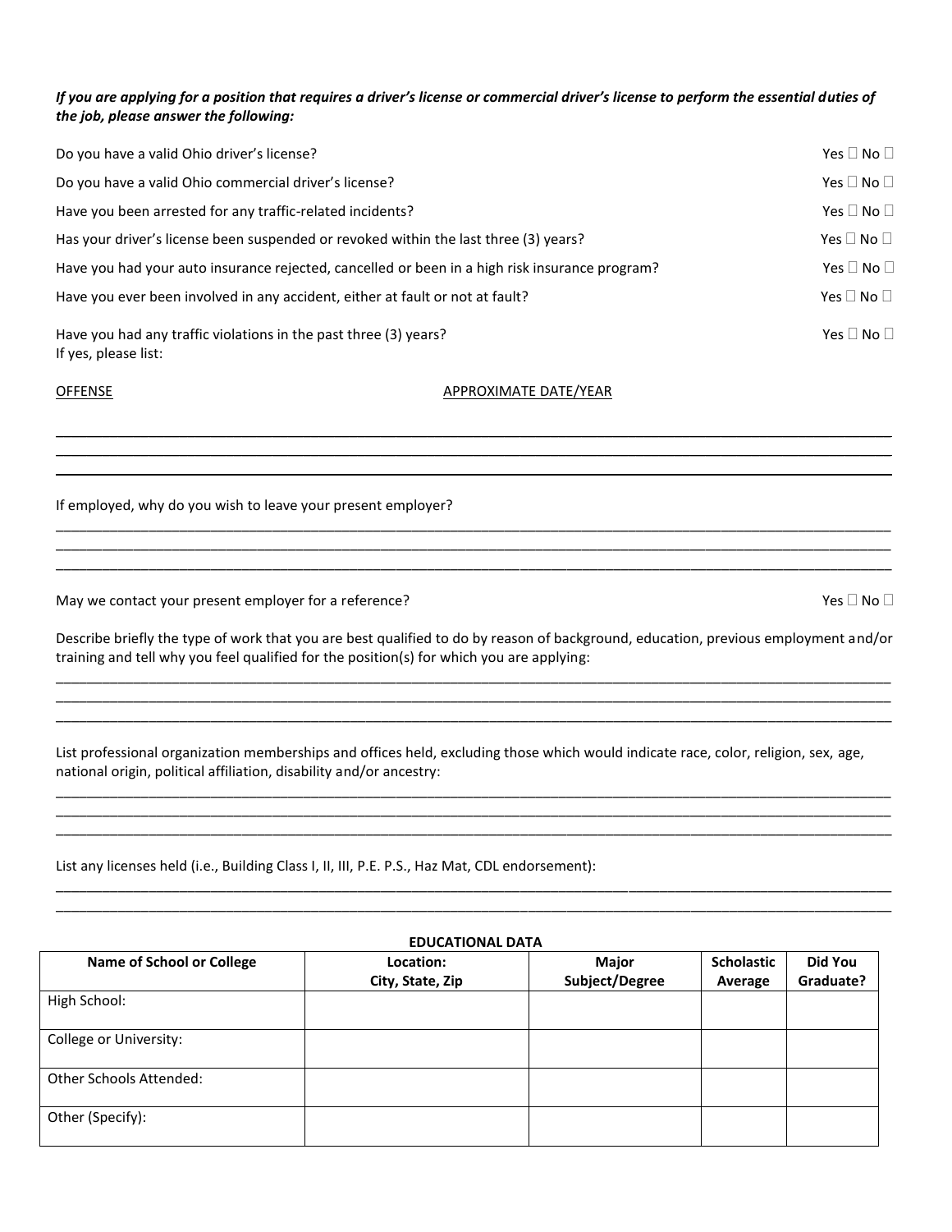***If you are applying for a position that requires a driver's license or commercial driver's license to perform the essential duties of the job, please answer the following:***

Do you have a valid Ohio driver's license? Yes ☐ No ☐

Do you have a valid Ohio commercial driver's license? Yes ☐ No ☐

Have you been arrested for any traffic-related incidents? Yes ☐ No ☐

Has your driver's license been suspended or revoked within the last three (3) years? Yes ☐ No ☐

Have you had your auto insurance rejected, cancelled or been in a high risk insurance program? Yes ☐ No ☐

Have you ever been involved in any accident, either at fault or not at fault? Yes ☐ No ☐

Have you had any traffic violations in the past three (3) years? Yes ☐ No ☐
If yes, please list:

OFFENSE — APPROXIMATE DATE/YEAR

___________________________________________________________________________
___________________________________________________________________________
___________________________________________________________________________

If employed, why do you wish to leave your present employer?

___________________________________________________________________________
___________________________________________________________________________
___________________________________________________________________________

May we contact your present employer for a reference? Yes ☐ No ☐

Describe briefly the type of work that you are best qualified to do by reason of background, education, previous employment and/or training and tell why you feel qualified for the position(s) for which you are applying:

___________________________________________________________________________
___________________________________________________________________________
___________________________________________________________________________

List professional organization memberships and offices held, excluding those which would indicate race, color, religion, sex, age, national origin, political affiliation, disability and/or ancestry:

___________________________________________________________________________
___________________________________________________________________________
___________________________________________________________________________

List any licenses held (i.e., Building Class I, II, III, P.E. P.S., Haz Mat, CDL endorsement):

___________________________________________________________________________
___________________________________________________________________________

**EDUCATIONAL DATA**

| Name of School or College | Location: City, State, Zip | Major Subject/Degree | Scholastic Average | Did You Graduate? |
|---|---|---|---|---|
| High School: | | | | |
| College or University: | | | | |
| Other Schools Attended: | | | | |
| Other (Specify): | | | | |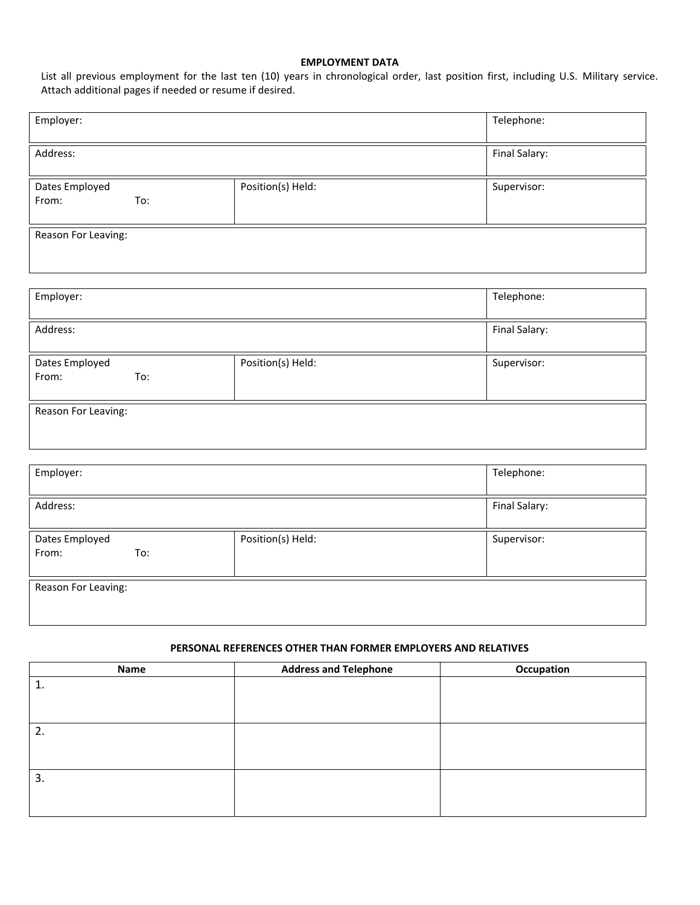**EMPLOYMENT DATA**

List all previous employment for the last ten (10) years in chronological order, last position first, including U.S. Military service. Attach additional pages if needed or resume if desired.

| Employer: | | Telephone: |
|---|---|---|
| Address: | | Final Salary: |
| Dates Employed<br>From: To: | Position(s) Held: | Supervisor: |
| Reason For Leaving: | | |

| Employer: | | Telephone: |
|---|---|---|
| Address: | | Final Salary: |
| Dates Employed<br>From: To: | Position(s) Held: | Supervisor: |
| Reason For Leaving: | | |

| Employer: | | Telephone: |
|---|---|---|
| Address: | | Final Salary: |
| Dates Employed<br>From: To: | Position(s) Held: | Supervisor: |
| Reason For Leaving: | | |

**PERSONAL REFERENCES OTHER THAN FORMER EMPLOYERS AND RELATIVES**

| Name | Address and Telephone | Occupation |
|---|---|---|
| 1. | | |
| 2. | | |
| 3. | | |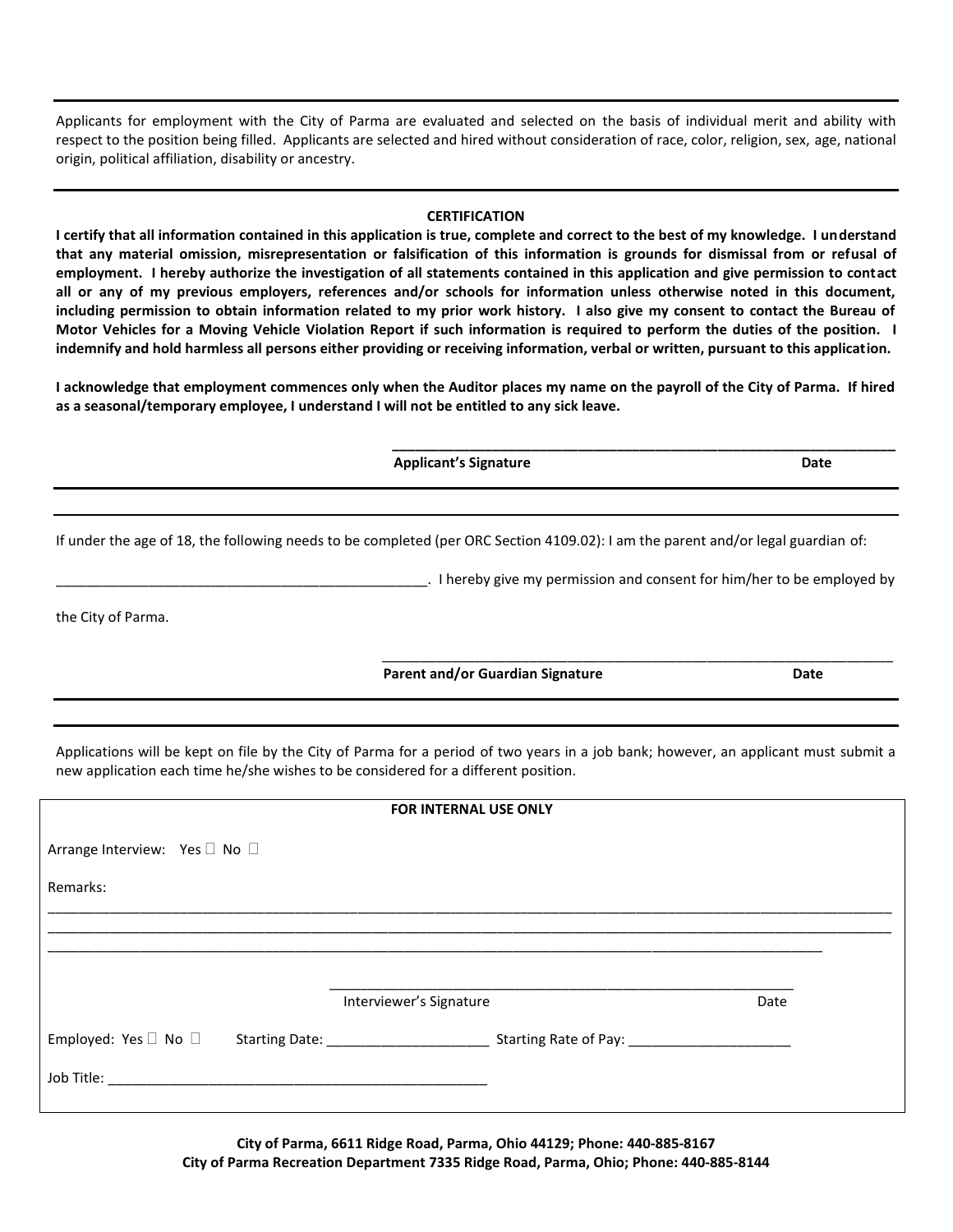Applicants for employment with the City of Parma are evaluated and selected on the basis of individual merit and ability with respect to the position being filled. Applicants are selected and hired without consideration of race, color, religion, sex, age, national origin, political affiliation, disability or ancestry.

---

**CERTIFICATION**

**I certify that all information contained in this application is true, complete and correct to the best of my knowledge. I understand that any material omission, misrepresentation or falsification of this information is grounds for dismissal from or refusal of employment. I hereby authorize the investigation of all statements contained in this application and give permission to contact all or any of my previous employers, references and/or schools for information unless otherwise noted in this document, including permission to obtain information related to my prior work history. I also give my consent to contact the Bureau of Motor Vehicles for a Moving Vehicle Violation Report if such information is required to perform the duties of the position. I indemnify and hold harmless all persons either providing or receiving information, verbal or written, pursuant to this application.**

**I acknowledge that employment commences only when the Auditor places my name on the payroll of the City of Parma. If hired as a seasonal/temporary employee, I understand I will not be entitled to any sick leave.**

______________________________________________________________

**Applicant's Signature** **Date**

---

If under the age of 18, the following needs to be completed (per ORC Section 4109.02): I am the parent and/or legal guardian of:

_________________________________________________. I hereby give my permission and consent for him/her to be employed by the City of Parma.

______________________________________________________________

**Parent and/or Guardian Signature** **Date**

---

Applications will be kept on file by the City of Parma for a period of two years in a job bank; however, an applicant must submit a new application each time he/she wishes to be considered for a different position.

**FOR INTERNAL USE ONLY**

Arrange Interview: Yes ☐ No ☐

Remarks:

____________________________________________________________________________________________________

____________________________________________________________________________________________________

____________________________________________________________________________________________

______________________________________________________________

Interviewer's Signature Date

Employed: Yes ☐ No ☐ Starting Date: ____________________ Starting Rate of Pay: ____________________

Job Title: _________________________________________________

**City of Parma, 6611 Ridge Road, Parma, Ohio 44129; Phone: 440-885-8167**
**City of Parma Recreation Department 7335 Ridge Road, Parma, Ohio; Phone: 440-885-8144**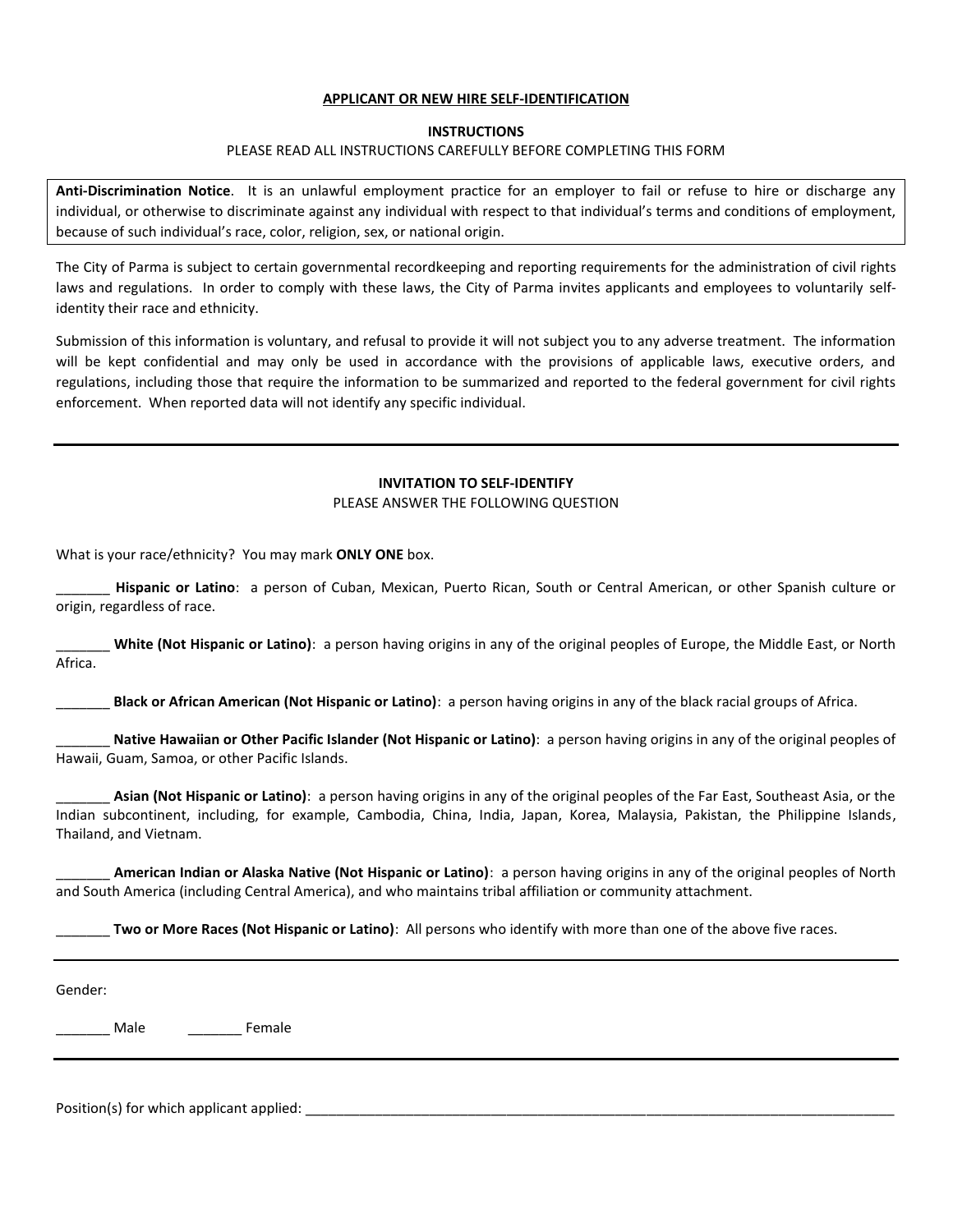**APPLICANT OR NEW HIRE SELF-IDENTIFICATION**

**INSTRUCTIONS**

PLEASE READ ALL INSTRUCTIONS CAREFULLY BEFORE COMPLETING THIS FORM

**Anti-Discrimination Notice**. It is an unlawful employment practice for an employer to fail or refuse to hire or discharge any individual, or otherwise to discriminate against any individual with respect to that individual's terms and conditions of employment, because of such individual's race, color, religion, sex, or national origin.

The City of Parma is subject to certain governmental recordkeeping and reporting requirements for the administration of civil rights laws and regulations. In order to comply with these laws, the City of Parma invites applicants and employees to voluntarily self-identity their race and ethnicity.

Submission of this information is voluntary, and refusal to provide it will not subject you to any adverse treatment. The information will be kept confidential and may only be used in accordance with the provisions of applicable laws, executive orders, and regulations, including those that require the information to be summarized and reported to the federal government for civil rights enforcement. When reported data will not identify any specific individual.

---

**INVITATION TO SELF-IDENTIFY**

PLEASE ANSWER THE FOLLOWING QUESTION

What is your race/ethnicity? You may mark **ONLY ONE** box.

_______ **Hispanic or Latino**: a person of Cuban, Mexican, Puerto Rican, South or Central American, or other Spanish culture or origin, regardless of race.

_______ **White (Not Hispanic or Latino)**: a person having origins in any of the original peoples of Europe, the Middle East, or North Africa.

_______ **Black or African American (Not Hispanic or Latino)**: a person having origins in any of the black racial groups of Africa.

_______ **Native Hawaiian or Other Pacific Islander (Not Hispanic or Latino)**: a person having origins in any of the original peoples of Hawaii, Guam, Samoa, or other Pacific Islands.

_______ **Asian (Not Hispanic or Latino)**: a person having origins in any of the original peoples of the Far East, Southeast Asia, or the Indian subcontinent, including, for example, Cambodia, China, India, Japan, Korea, Malaysia, Pakistan, the Philippine Islands, Thailand, and Vietnam.

_______ **American Indian or Alaska Native (Not Hispanic or Latino)**: a person having origins in any of the original peoples of North and South America (including Central America), and who maintains tribal affiliation or community attachment.

_______ **Two or More Races (Not Hispanic or Latino)**: All persons who identify with more than one of the above five races.

---

Gender:

_______ Male _______ Female

---

Position(s) for which applicant applied: ______________________________________________________________________________